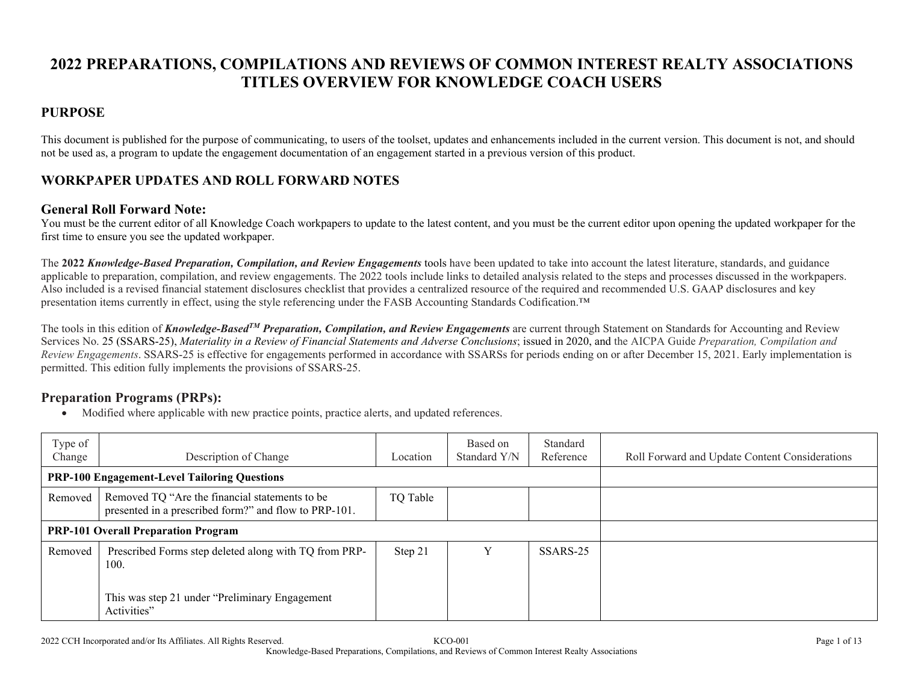# 2022 PREPARATIONS, COMPILATIONS AND REVIEWS OF COMMON INTEREST REALTY ASSOCIATIONS TITLES OVERVIEW FOR KNOWLEDGE COACH USERS

## PURPOSE

This document is published for the purpose of communicating, to users of the toolset, updates and enhancements included in the current version. This document is not, and should not be used as, a program to update the engagement documentation of an engagement started in a previous version of this product.

## WORKPAPER UPDATES AND ROLL FORWARD NOTES

### General Roll Forward Note:

You must be the current editor of all Knowledge Coach workpapers to update to the latest content, and you must be the current editor upon opening the updated workpaper for the first time to ensure you see the updated workpaper.

The **2022 *Knowledge-Based Preparation, Compilation, and Review Engagements*** tools have been updated to take into account the latest literature, standards, and guidance applicable to preparation, compilation, and review engagements. The 2022 tools include links to detailed analysis related to the steps and processes discussed in the workpapers. Also included is a revised financial statement disclosures checklist that provides a centralized resource of the required and recommended U.S. GAAP disclosures and key presentation items currently in effect, using the style referencing under the FASB Accounting Standards Codification.™

The tools in this edition of ***Knowledge-Based™ Preparation, Compilation, and Review Engagements*** are current through Statement on Standards for Accounting and Review Services No. 25 (SSARS-25), *Materiality in a Review of Financial Statements and Adverse Conclusions*; issued in 2020, and the AICPA Guide *Preparation, Compilation and Review Engagements*. SSARS-25 is effective for engagements performed in accordance with SSARSs for periods ending on or after December 15, 2021. Early implementation is permitted. This edition fully implements the provisions of SSARS-25.

### Preparation Programs (PRPs):

- Modified where applicable with new practice points, practice alerts, and updated references.

| Type of Change | Description of Change | Location | Based on Standard Y/N | Standard Reference | Roll Forward and Update Content Considerations |
|---|---|---|---|---|---|
| **PRP-100 Engagement-Level Tailoring Questions** | | | | | |
| Removed | Removed TQ "Are the financial statements to be presented in a prescribed form?" and flow to PRP-101. | TQ Table | | | |
| **PRP-101 Overall Preparation Program** | | | | | |
| Removed | Prescribed Forms step deleted along with TQ from PRP-100.<br><br>This was step 21 under "Preliminary Engagement Activities" | Step 21 | Y | SSARS-25 | |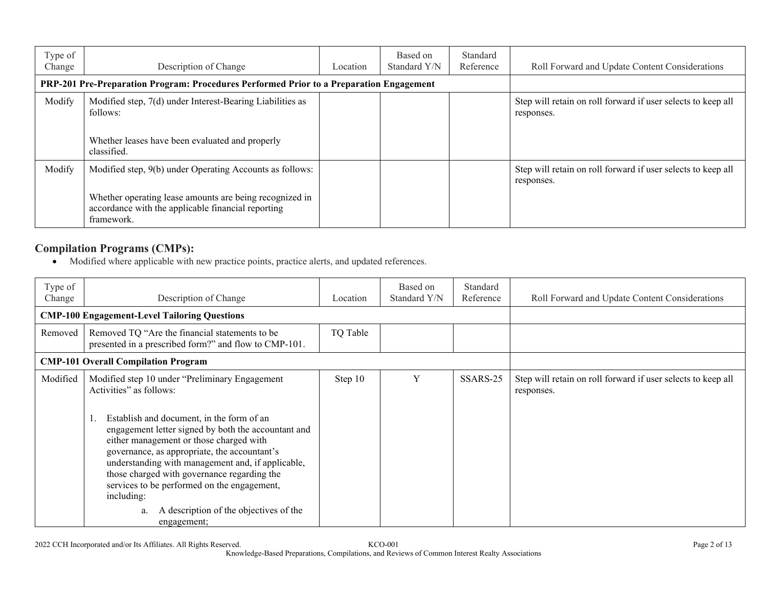| Type of Change | Description of Change | Location | Based on Standard Y/N | Standard Reference | Roll Forward and Update Content Considerations |
|---|---|---|---|---|---|
| **PRP-201 Pre-Preparation Program: Procedures Performed Prior to a Preparation Engagement** | | | | | |
| Modify | Modified step, 7(d) under Interest-Bearing Liabilities as follows:<br><br>Whether leases have been evaluated and properly classified. | | | | Step will retain on roll forward if user selects to keep all responses. |
| Modify | Modified step, 9(b) under Operating Accounts as follows:<br><br>Whether operating lease amounts are being recognized in accordance with the applicable financial reporting framework. | | | | Step will retain on roll forward if user selects to keep all responses. |

## Compilation Programs (CMPs):

- Modified where applicable with new practice points, practice alerts, and updated references.

| Type of Change | Description of Change | Location | Based on Standard Y/N | Standard Reference | Roll Forward and Update Content Considerations |
|---|---|---|---|---|---|
| **CMP-100 Engagement-Level Tailoring Questions** | | | | | |
| Removed | Removed TQ "Are the financial statements to be presented in a prescribed form?" and flow to CMP-101. | TQ Table | | | |
| **CMP-101 Overall Compilation Program** | | | | | |
| Modified | Modified step 10 under "Preliminary Engagement Activities" as follows:<br><br>1. Establish and document, in the form of an engagement letter signed by both the accountant and either management or those charged with governance, as appropriate, the accountant's understanding with management and, if applicable, those charged with governance regarding the services to be performed on the engagement, including:<br>a. A description of the objectives of the engagement; | Step 10 | Y | SSARS-25 | Step will retain on roll forward if user selects to keep all responses. |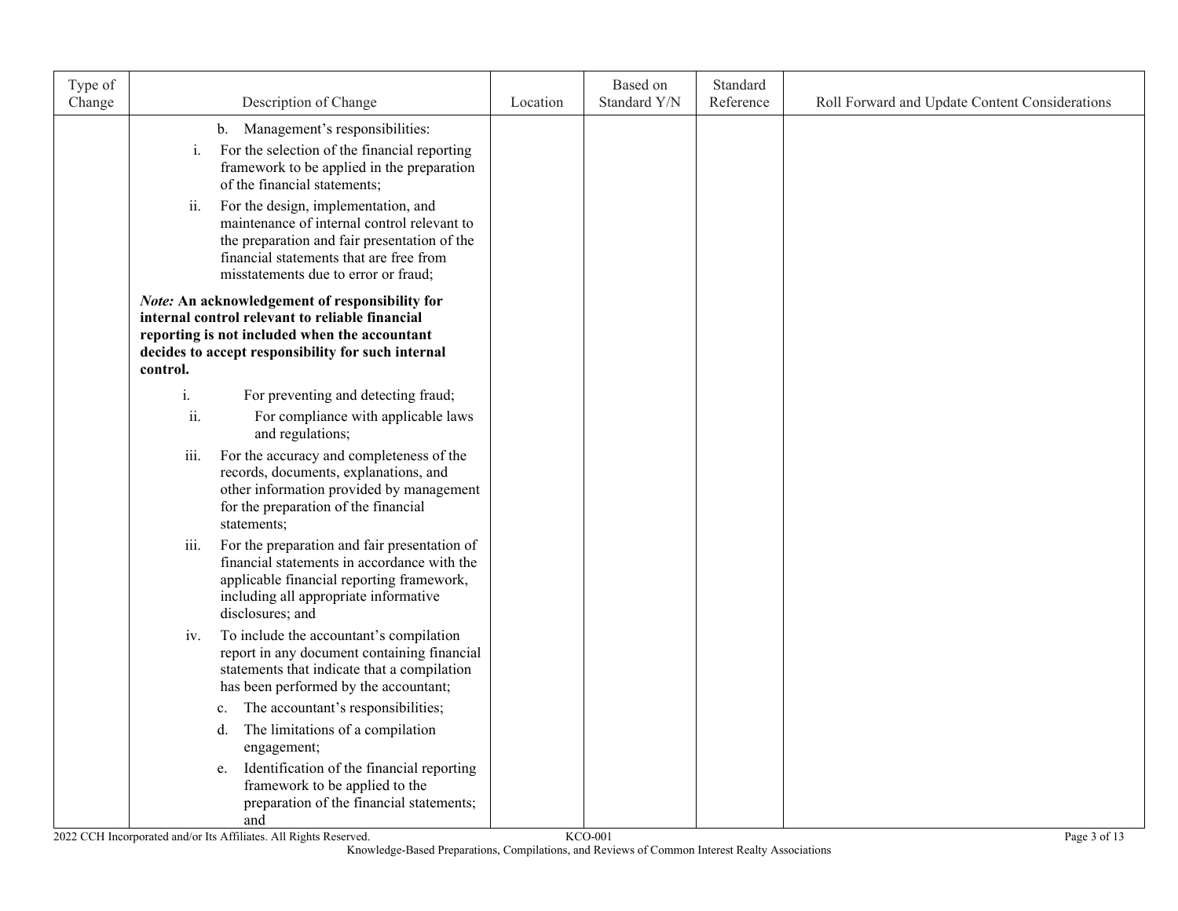| Type of Change | Description of Change | Location | Based on Standard Y/N | Standard Reference | Roll Forward and Update Content Considerations |
|---|---|---|---|---|---|
| | b. Management's responsibilities:<br>i. For the selection of the financial reporting framework to be applied in the preparation of the financial statements;<br>ii. For the design, implementation, and maintenance of internal control relevant to the preparation and fair presentation of the financial statements that are free from misstatements due to error or fraud;<br>*Note:* **An acknowledgement of responsibility for internal control relevant to reliable financial reporting is not included when the accountant decides to accept responsibility for such internal control.**<br>i. For preventing and detecting fraud;<br>ii. For compliance with applicable laws and regulations;<br>iii. For the accuracy and completeness of the records, documents, explanations, and other information provided by management for the preparation of the financial statements;<br>iii. For the preparation and fair presentation of financial statements in accordance with the applicable financial reporting framework, including all appropriate informative disclosures; and<br>iv. To include the accountant's compilation report in any document containing financial statements that indicate that a compilation has been performed by the accountant;<br>c. The accountant's responsibilities;<br>d. The limitations of a compilation engagement;<br>e. Identification of the financial reporting framework to be applied to the preparation of the financial statements; and | | | | |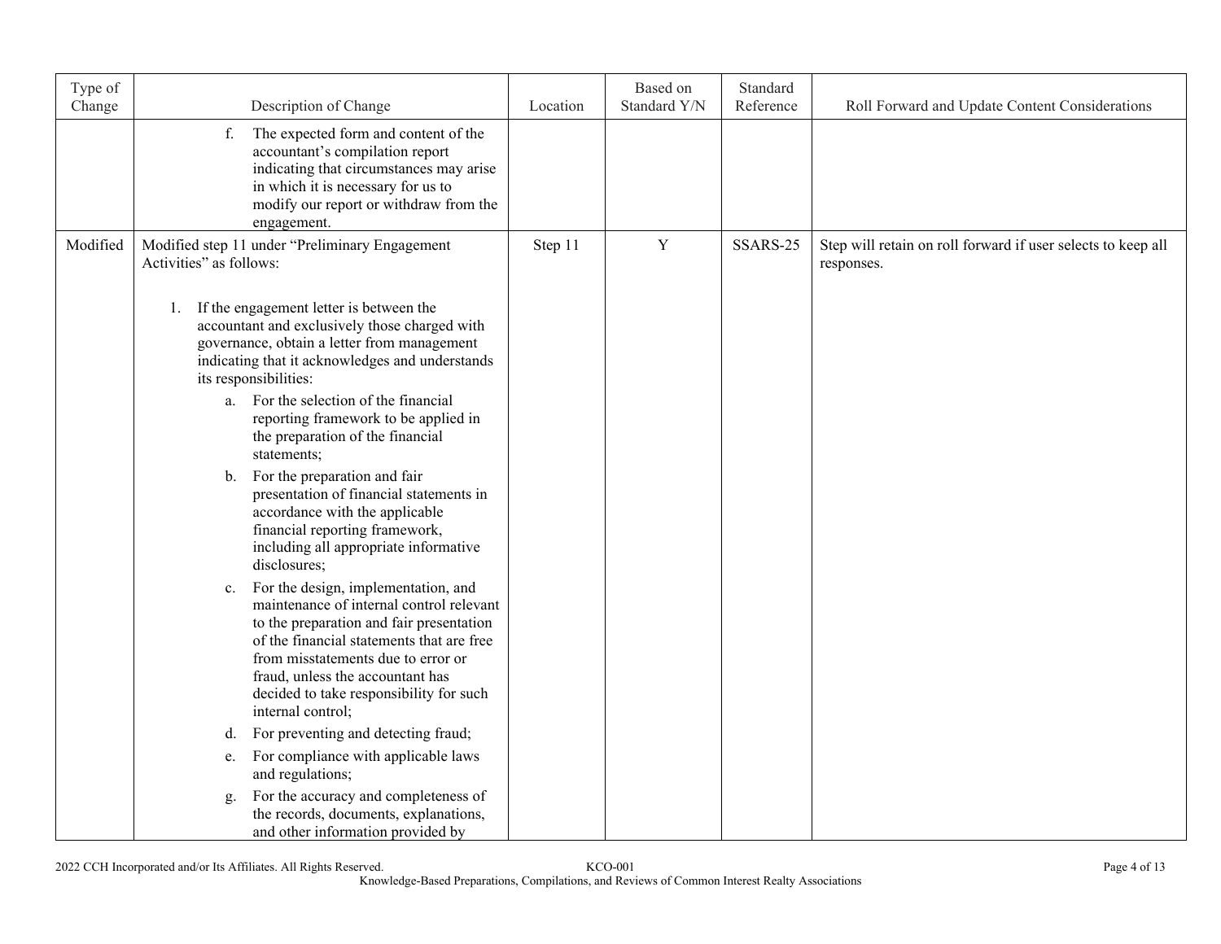| Type of Change | Description of Change | Location | Based on Standard Y/N | Standard Reference | Roll Forward and Update Content Considerations |
|---|---|---|---|---|---|
| | f. The expected form and content of the accountant's compilation report indicating that circumstances may arise in which it is necessary for us to modify our report or withdraw from the engagement. | | | | |
| Modified | Modified step 11 under "Preliminary Engagement Activities" as follows:<br><br>1. If the engagement letter is between the accountant and exclusively those charged with governance, obtain a letter from management indicating that it acknowledges and understands its responsibilities:<br>a. For the selection of the financial reporting framework to be applied in the preparation of the financial statements;<br>b. For the preparation and fair presentation of financial statements in accordance with the applicable financial reporting framework, including all appropriate informative disclosures;<br>c. For the design, implementation, and maintenance of internal control relevant to the preparation and fair presentation of the financial statements that are free from misstatements due to error or fraud, unless the accountant has decided to take responsibility for such internal control;<br>d. For preventing and detecting fraud;<br>e. For compliance with applicable laws and regulations;<br>g. For the accuracy and completeness of the records, documents, explanations, and other information provided by | Step 11 | Y | SSARS-25 | Step will retain on roll forward if user selects to keep all responses. |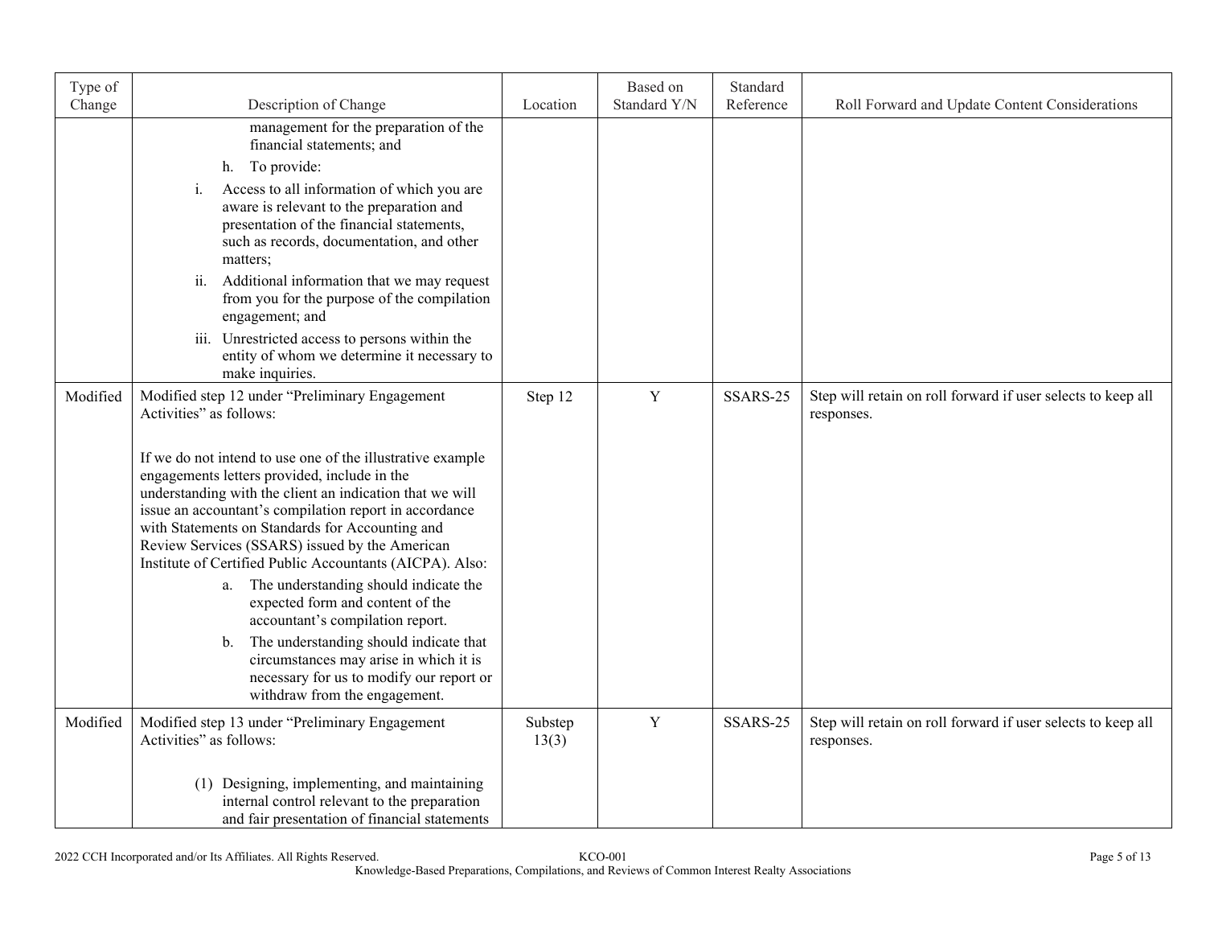| Type of Change | Description of Change | Location | Based on Standard Y/N | Standard Reference | Roll Forward and Update Content Considerations |
|---|---|---|---|---|---|
| | management for the preparation of the financial statements; and<br>h. To provide:<br>i. Access to all information of which you are aware is relevant to the preparation and presentation of the financial statements, such as records, documentation, and other matters;<br>ii. Additional information that we may request from you for the purpose of the compilation engagement; and<br>iii. Unrestricted access to persons within the entity of whom we determine it necessary to make inquiries. | | | | |
| Modified | Modified step 12 under "Preliminary Engagement Activities" as follows:<br><br>If we do not intend to use one of the illustrative example engagements letters provided, include in the understanding with the client an indication that we will issue an accountant's compilation report in accordance with Statements on Standards for Accounting and Review Services (SSARS) issued by the American Institute of Certified Public Accountants (AICPA). Also:<br>a. The understanding should indicate the expected form and content of the accountant's compilation report.<br>b. The understanding should indicate that circumstances may arise in which it is necessary for us to modify our report or withdraw from the engagement. | Step 12 | Y | SSARS-25 | Step will retain on roll forward if user selects to keep all responses. |
| Modified | Modified step 13 under "Preliminary Engagement Activities" as follows:<br><br>(1) Designing, implementing, and maintaining internal control relevant to the preparation and fair presentation of financial statements | Substep 13(3) | Y | SSARS-25 | Step will retain on roll forward if user selects to keep all responses. |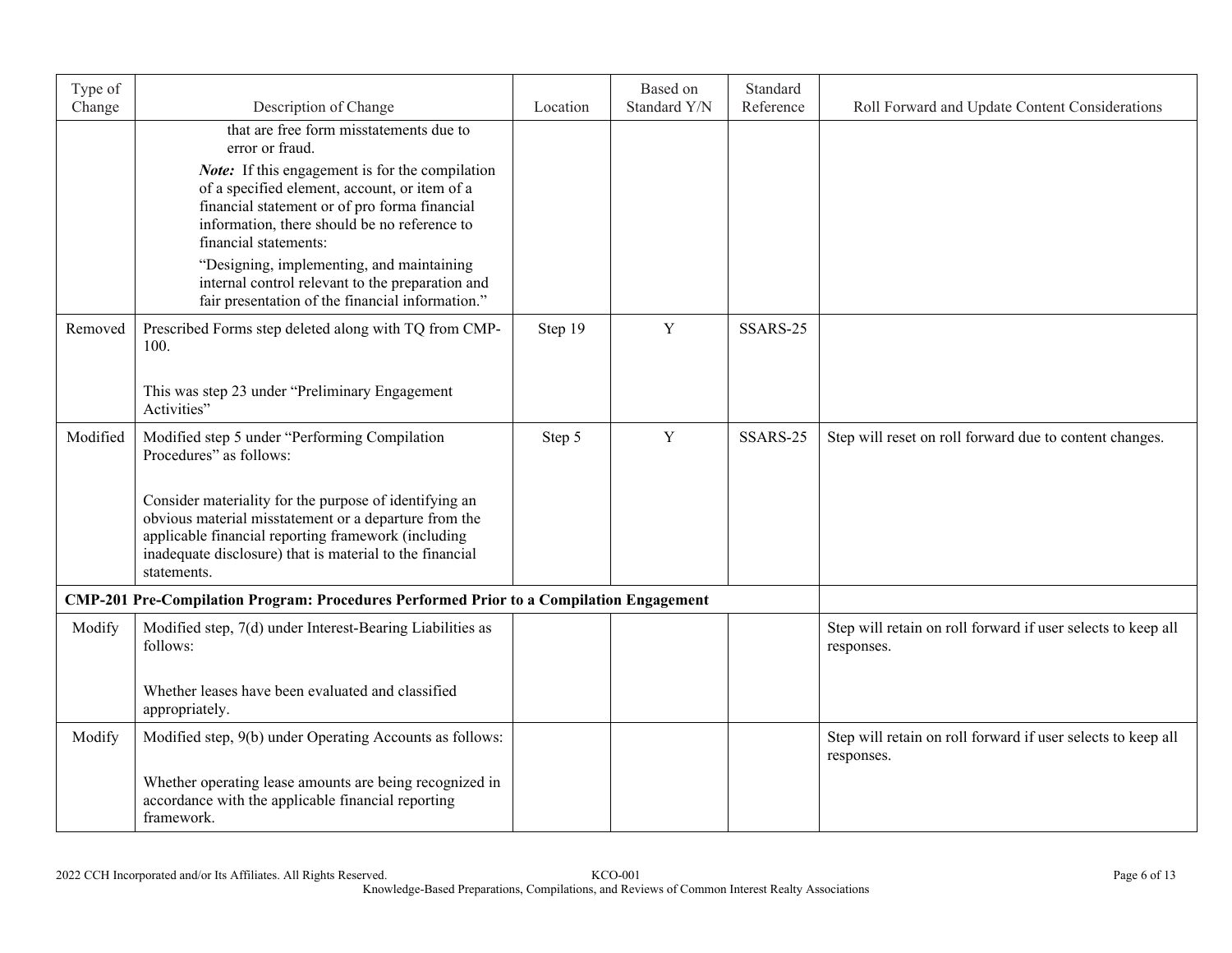| Type of Change | Description of Change | Location | Based on Standard Y/N | Standard Reference | Roll Forward and Update Content Considerations |
|---|---|---|---|---|---|
| | that are free form misstatements due to error or fraud. <br><br> ***Note:*** If this engagement is for the compilation of a specified element, account, or item of a financial statement or of pro forma financial information, there should be no reference to financial statements: <br><br> "Designing, implementing, and maintaining internal control relevant to the preparation and fair presentation of the financial information." | | | | |
| Removed | Prescribed Forms step deleted along with TQ from CMP-100. <br><br> This was step 23 under "Preliminary Engagement Activities" | Step 19 | Y | SSARS-25 | |
| Modified | Modified step 5 under "Performing Compilation Procedures" as follows: <br><br> Consider materiality for the purpose of identifying an obvious material misstatement or a departure from the applicable financial reporting framework (including inadequate disclosure) that is material to the financial statements. | Step 5 | Y | SSARS-25 | Step will reset on roll forward due to content changes. |
| **CMP-201 Pre-Compilation Program: Procedures Performed Prior to a Compilation Engagement** | | | | | |
| Modify | Modified step, 7(d) under Interest-Bearing Liabilities as follows: <br><br> Whether leases have been evaluated and classified appropriately. | | | | Step will retain on roll forward if user selects to keep all responses. |
| Modify | Modified step, 9(b) under Operating Accounts as follows: <br><br> Whether operating lease amounts are being recognized in accordance with the applicable financial reporting framework. | | | | Step will retain on roll forward if user selects to keep all responses. |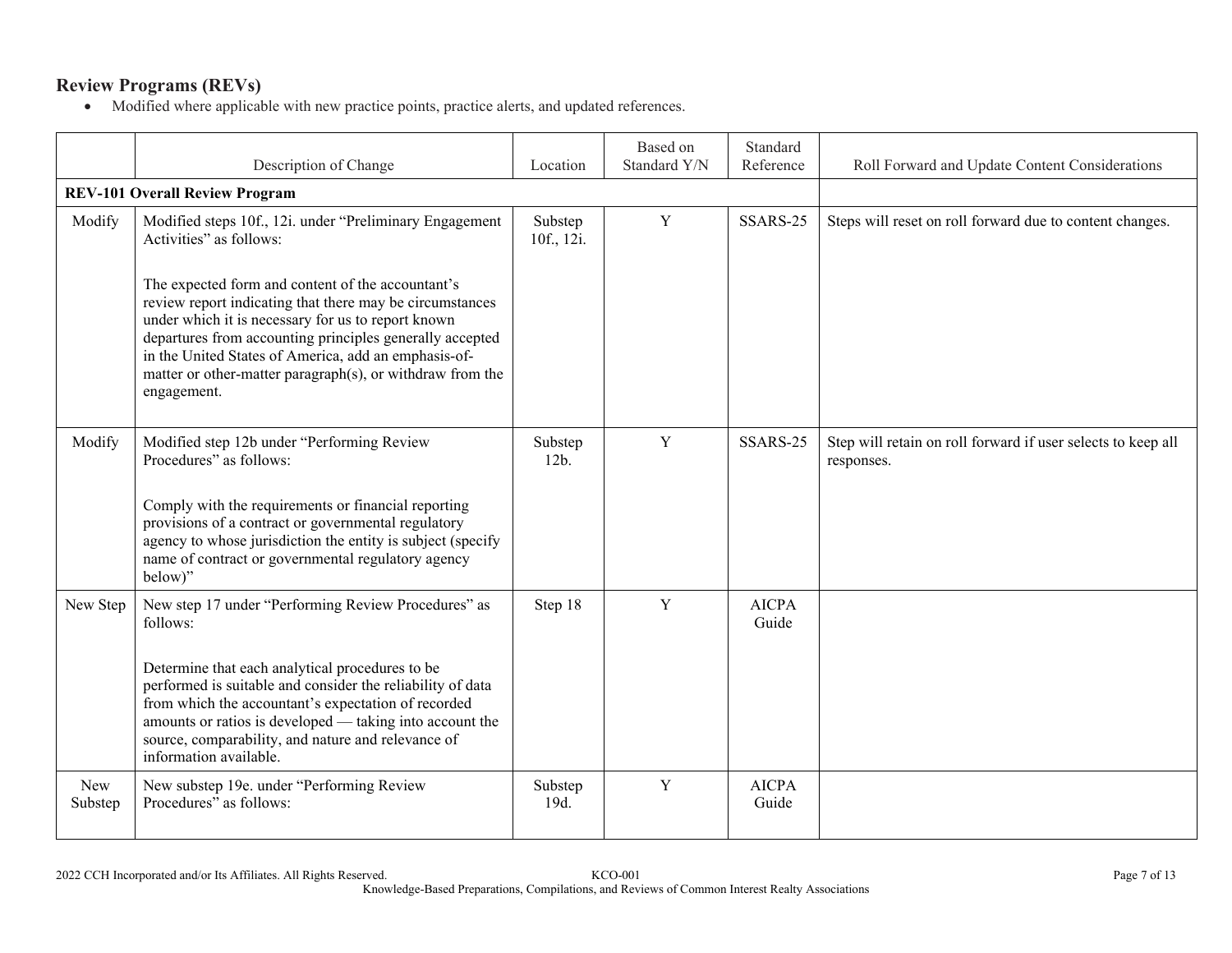## Review Programs (REVs)

- Modified where applicable with new practice points, practice alerts, and updated references.

| | Description of Change | Location | Based on Standard Y/N | Standard Reference | Roll Forward and Update Content Considerations |
|---|---|---|---|---|---|
| **REV-101 Overall Review Program** | | | | | |
| Modify | Modified steps 10f., 12i. under "Preliminary Engagement Activities" as follows:<br><br>The expected form and content of the accountant's review report indicating that there may be circumstances under which it is necessary for us to report known departures from accounting principles generally accepted in the United States of America, add an emphasis-of-matter or other-matter paragraph(s), or withdraw from the engagement. | Substep 10f., 12i. | Y | SSARS-25 | Steps will reset on roll forward due to content changes. |
| Modify | Modified step 12b under "Performing Review Procedures" as follows:<br><br>Comply with the requirements or financial reporting provisions of a contract or governmental regulatory agency to whose jurisdiction the entity is subject (specify name of contract or governmental regulatory agency below)" | Substep 12b. | Y | SSARS-25 | Step will retain on roll forward if user selects to keep all responses. |
| New Step | New step 17 under "Performing Review Procedures" as follows:<br><br>Determine that each analytical procedures to be performed is suitable and consider the reliability of data from which the accountant's expectation of recorded amounts or ratios is developed — taking into account the source, comparability, and nature and relevance of information available. | Step 18 | Y | AICPA Guide | |
| New Substep | New substep 19e. under "Performing Review Procedures" as follows: | Substep 19d. | Y | AICPA Guide | |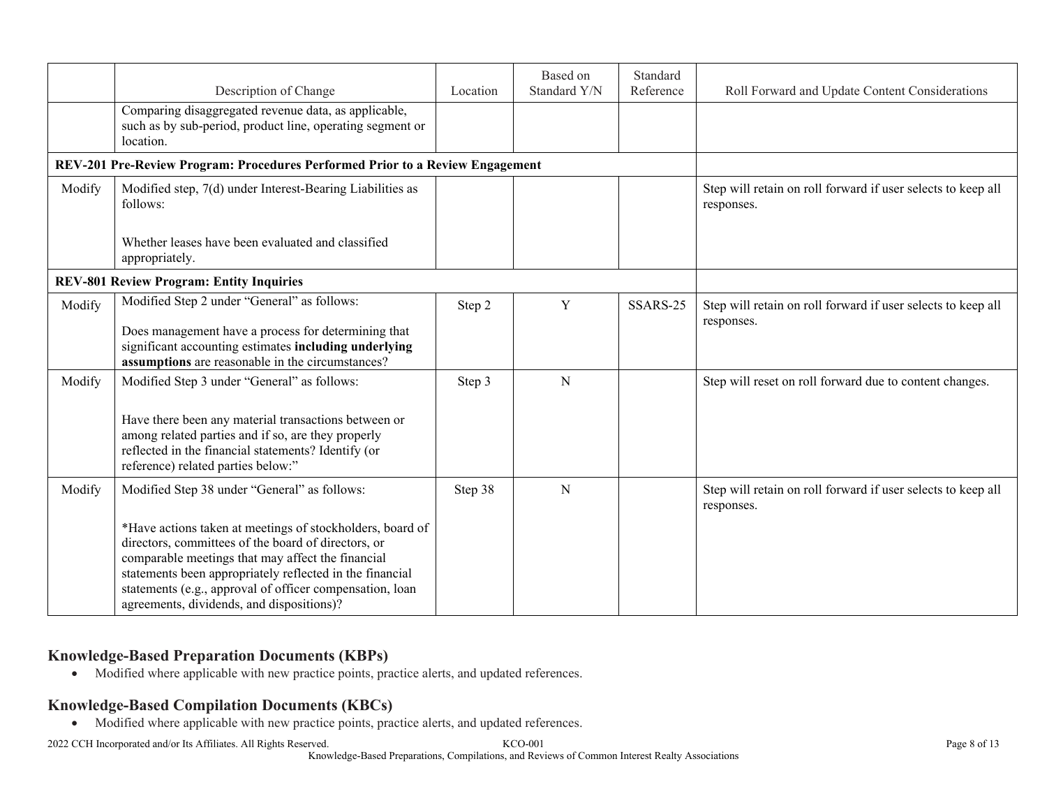| | Description of Change | Location | Based on Standard Y/N | Standard Reference | Roll Forward and Update Content Considerations |
|---|---|---|---|---|---|
| | Comparing disaggregated revenue data, as applicable, such as by sub-period, product line, operating segment or location. | | | | |
| **REV-201 Pre-Review Program: Procedures Performed Prior to a Review Engagement** | | | | | |
| Modify | Modified step, 7(d) under Interest-Bearing Liabilities as follows:<br><br>Whether leases have been evaluated and classified appropriately. | | | | Step will retain on roll forward if user selects to keep all responses. |
| **REV-801 Review Program: Entity Inquiries** | | | | | |
| Modify | Modified Step 2 under "General" as follows:<br><br>Does management have a process for determining that significant accounting estimates **including underlying assumptions** are reasonable in the circumstances? | Step 2 | Y | SSARS-25 | Step will retain on roll forward if user selects to keep all responses. |
| Modify | Modified Step 3 under "General" as follows:<br><br>Have there been any material transactions between or among related parties and if so, are they properly reflected in the financial statements? Identify (or reference) related parties below:" | Step 3 | N | | Step will reset on roll forward due to content changes. |
| Modify | Modified Step 38 under "General" as follows:<br><br>*Have actions taken at meetings of stockholders, board of directors, committees of the board of directors, or comparable meetings that may affect the financial statements been appropriately reflected in the financial statements (e.g., approval of officer compensation, loan agreements, dividends, and dispositions)? | Step 38 | N | | Step will retain on roll forward if user selects to keep all responses. |

## Knowledge-Based Preparation Documents (KBPs)

- Modified where applicable with new practice points, practice alerts, and updated references.

## Knowledge-Based Compilation Documents (KBCs)

- Modified where applicable with new practice points, practice alerts, and updated references.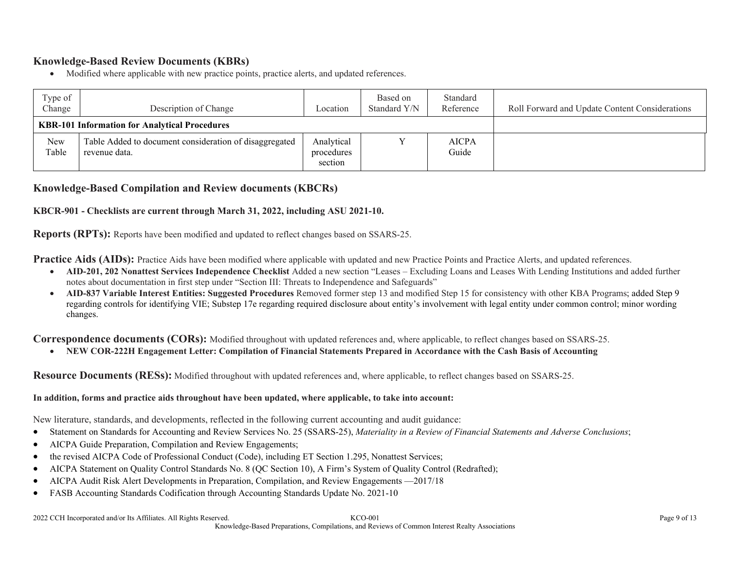### Knowledge-Based Review Documents (KBRs)

- Modified where applicable with new practice points, practice alerts, and updated references.

| Type of Change | Description of Change | Location | Based on Standard Y/N | Standard Reference | Roll Forward and Update Content Considerations |
|---|---|---|---|---|---|
| **KBR-101 Information for Analytical Procedures** | | | | | |
| New Table | Table Added to document consideration of disaggregated revenue data. | Analytical procedures section | Y | AICPA Guide | |

### Knowledge-Based Compilation and Review documents (KBCRs)

**KBCR-901 - Checklists are current through March 31, 2022, including ASU 2021-10.**

**Reports (RPTs):** Reports have been modified and updated to reflect changes based on SSARS-25.

**Practice Aids (AIDs):** Practice Aids have been modified where applicable with updated and new Practice Points and Practice Alerts, and updated references.

- **AID-201, 202 Nonattest Services Independence Checklist** Added a new section "Leases – Excluding Loans and Leases With Lending Institutions and added further notes about documentation in first step under "Section III: Threats to Independence and Safeguards"
- **AID-837 Variable Interest Entities: Suggested Procedures** Removed former step 13 and modified Step 15 for consistency with other KBA Programs; added Step 9 regarding controls for identifying VIE; Substep 17e regarding required disclosure about entity's involvement with legal entity under common control; minor wording changes.

**Correspondence documents (CORs):** Modified throughout with updated references and, where applicable, to reflect changes based on SSARS-25.

- **NEW COR-222H Engagement Letter: Compilation of Financial Statements Prepared in Accordance with the Cash Basis of Accounting**

**Resource Documents (RESs):** Modified throughout with updated references and, where applicable, to reflect changes based on SSARS-25.

**In addition, forms and practice aids throughout have been updated, where applicable, to take into account:**

New literature, standards, and developments, reflected in the following current accounting and audit guidance:

- Statement on Standards for Accounting and Review Services No. 25 (SSARS-25), *Materiality in a Review of Financial Statements and Adverse Conclusions*;
- AICPA Guide Preparation, Compilation and Review Engagements;
- the revised AICPA Code of Professional Conduct (Code), including ET Section 1.295, Nonattest Services;
- AICPA Statement on Quality Control Standards No. 8 (QC Section 10), A Firm's System of Quality Control (Redrafted);
- AICPA Audit Risk Alert Developments in Preparation, Compilation, and Review Engagements —2017/18
- FASB Accounting Standards Codification through Accounting Standards Update No. 2021-10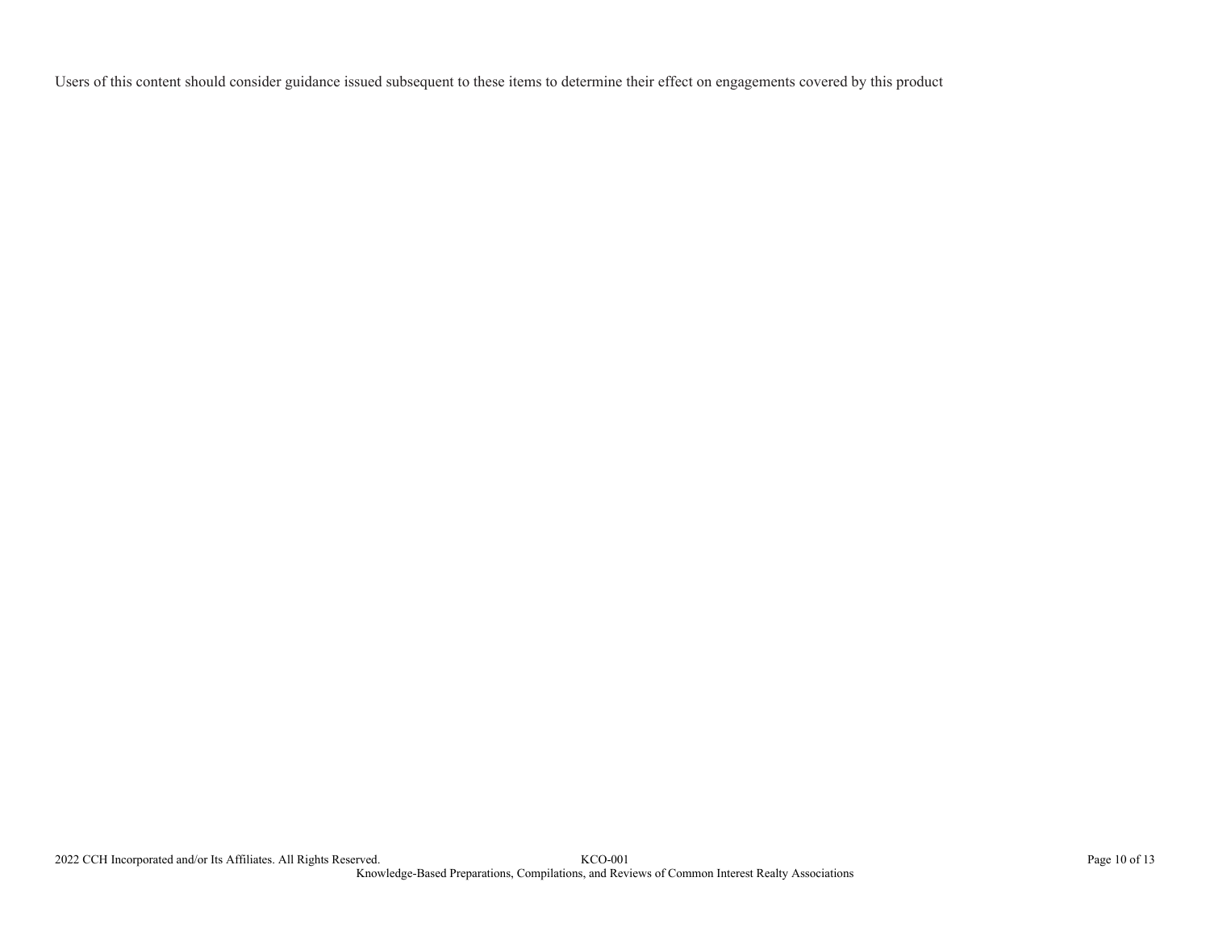Users of this content should consider guidance issued subsequent to these items to determine their effect on engagements covered by this product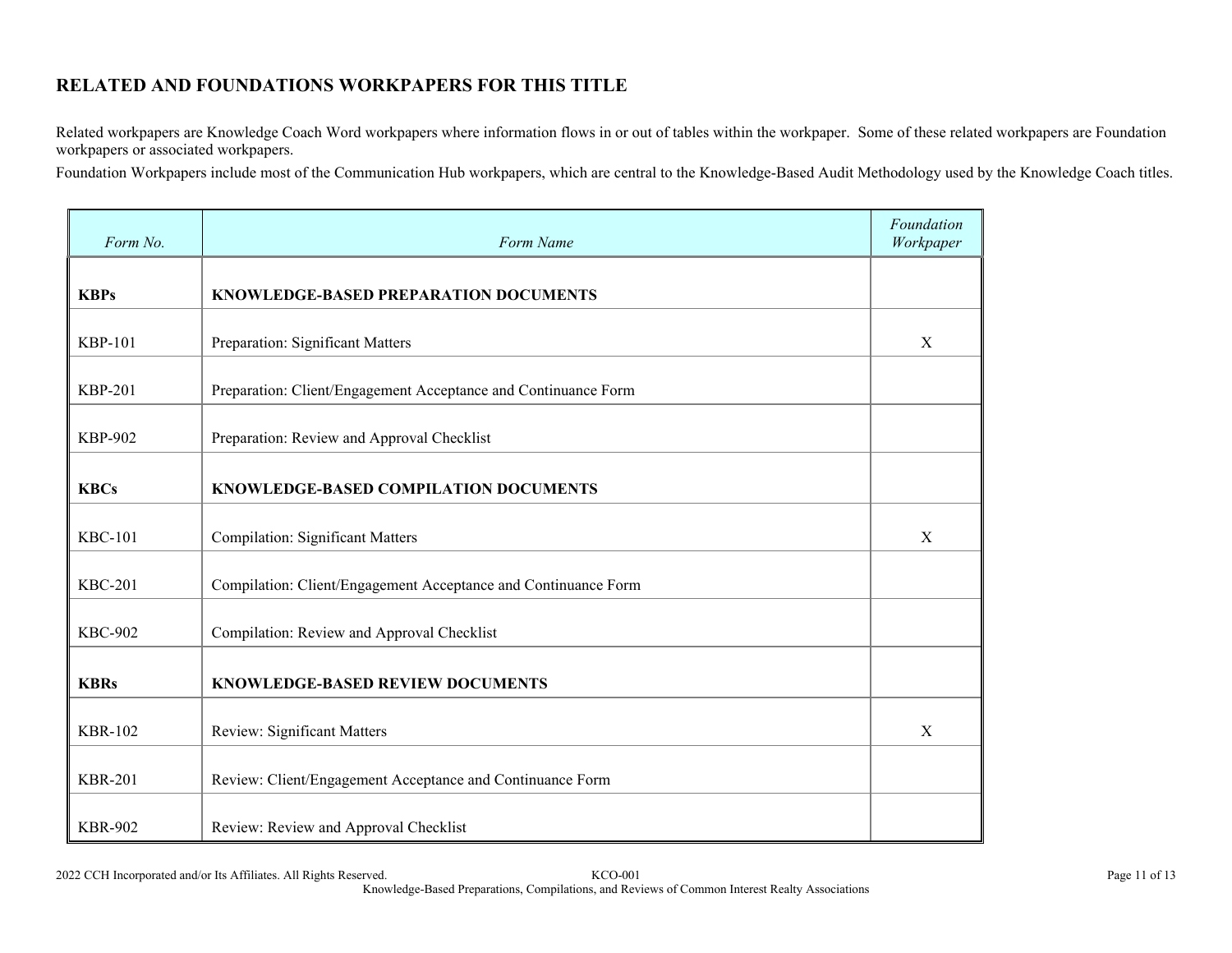## RELATED AND FOUNDATIONS WORKPAPERS FOR THIS TITLE

Related workpapers are Knowledge Coach Word workpapers where information flows in or out of tables within the workpaper. Some of these related workpapers are Foundation workpapers or associated workpapers.

Foundation Workpapers include most of the Communication Hub workpapers, which are central to the Knowledge-Based Audit Methodology used by the Knowledge Coach titles.

| *Form No.* | *Form Name* | *Foundation Workpaper* |
|---|---|---|
| **KBPs** | **KNOWLEDGE-BASED PREPARATION DOCUMENTS** | |
| KBP-101 | Preparation: Significant Matters | X |
| KBP-201 | Preparation: Client/Engagement Acceptance and Continuance Form | |
| KBP-902 | Preparation: Review and Approval Checklist | |
| **KBCs** | **KNOWLEDGE-BASED COMPILATION DOCUMENTS** | |
| KBC-101 | Compilation: Significant Matters | X |
| KBC-201 | Compilation: Client/Engagement Acceptance and Continuance Form | |
| KBC-902 | Compilation: Review and Approval Checklist | |
| **KBRs** | **KNOWLEDGE-BASED REVIEW DOCUMENTS** | |
| KBR-102 | Review: Significant Matters | X |
| KBR-201 | Review: Client/Engagement Acceptance and Continuance Form | |
| KBR-902 | Review: Review and Approval Checklist | |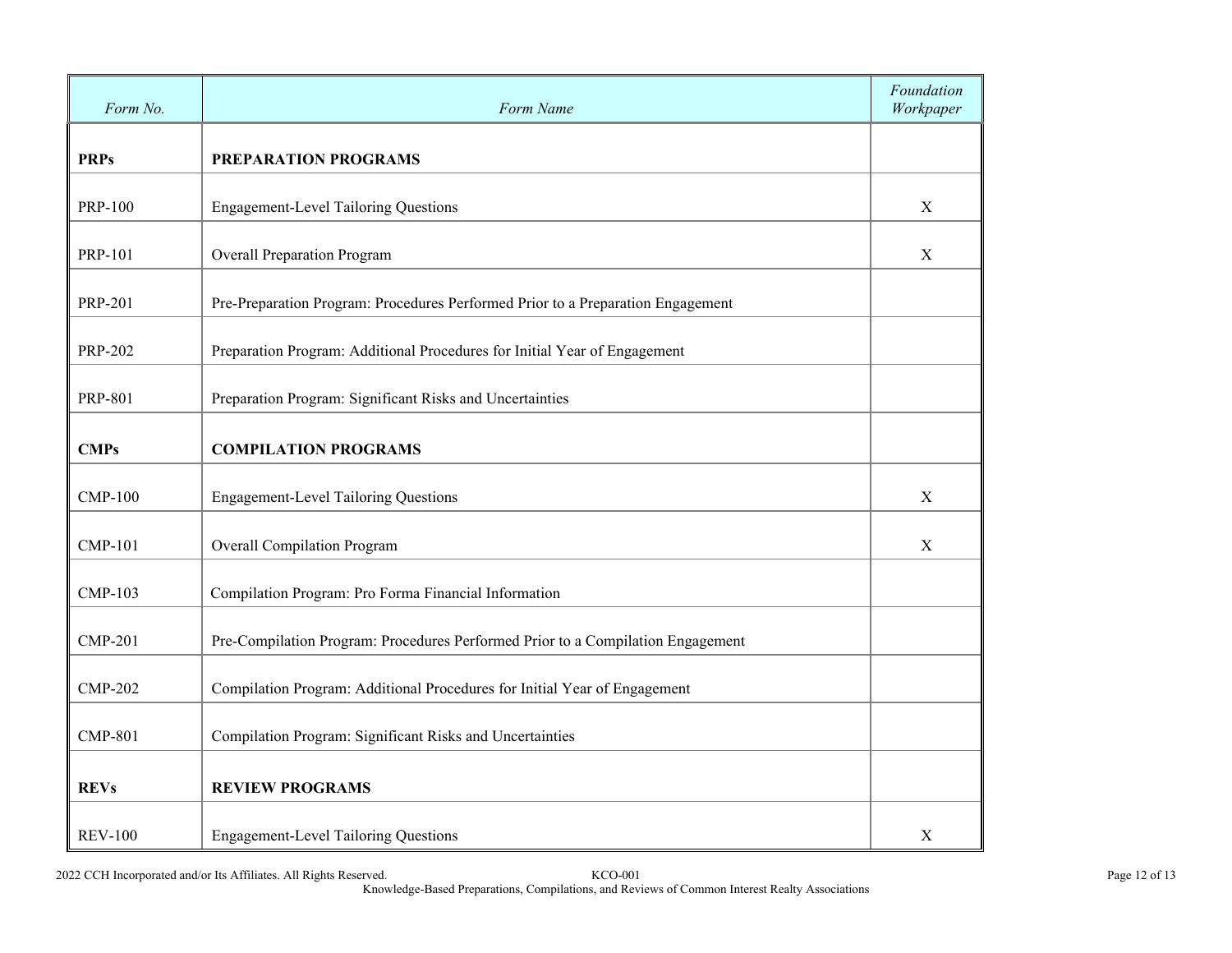| *Form No.* | *Form Name* | *Foundation Workpaper* |
|---|---|---|
| **PRPs** | **PREPARATION PROGRAMS** | |
| PRP-100 | Engagement-Level Tailoring Questions | X |
| PRP-101 | Overall Preparation Program | X |
| PRP-201 | Pre-Preparation Program: Procedures Performed Prior to a Preparation Engagement | |
| PRP-202 | Preparation Program: Additional Procedures for Initial Year of Engagement | |
| PRP-801 | Preparation Program: Significant Risks and Uncertainties | |
| **CMPs** | **COMPILATION PROGRAMS** | |
| CMP-100 | Engagement-Level Tailoring Questions | X |
| CMP-101 | Overall Compilation Program | X |
| CMP-103 | Compilation Program: Pro Forma Financial Information | |
| CMP-201 | Pre-Compilation Program: Procedures Performed Prior to a Compilation Engagement | |
| CMP-202 | Compilation Program: Additional Procedures for Initial Year of Engagement | |
| CMP-801 | Compilation Program: Significant Risks and Uncertainties | |
| **REVs** | **REVIEW PROGRAMS** | |
| REV-100 | Engagement-Level Tailoring Questions | X |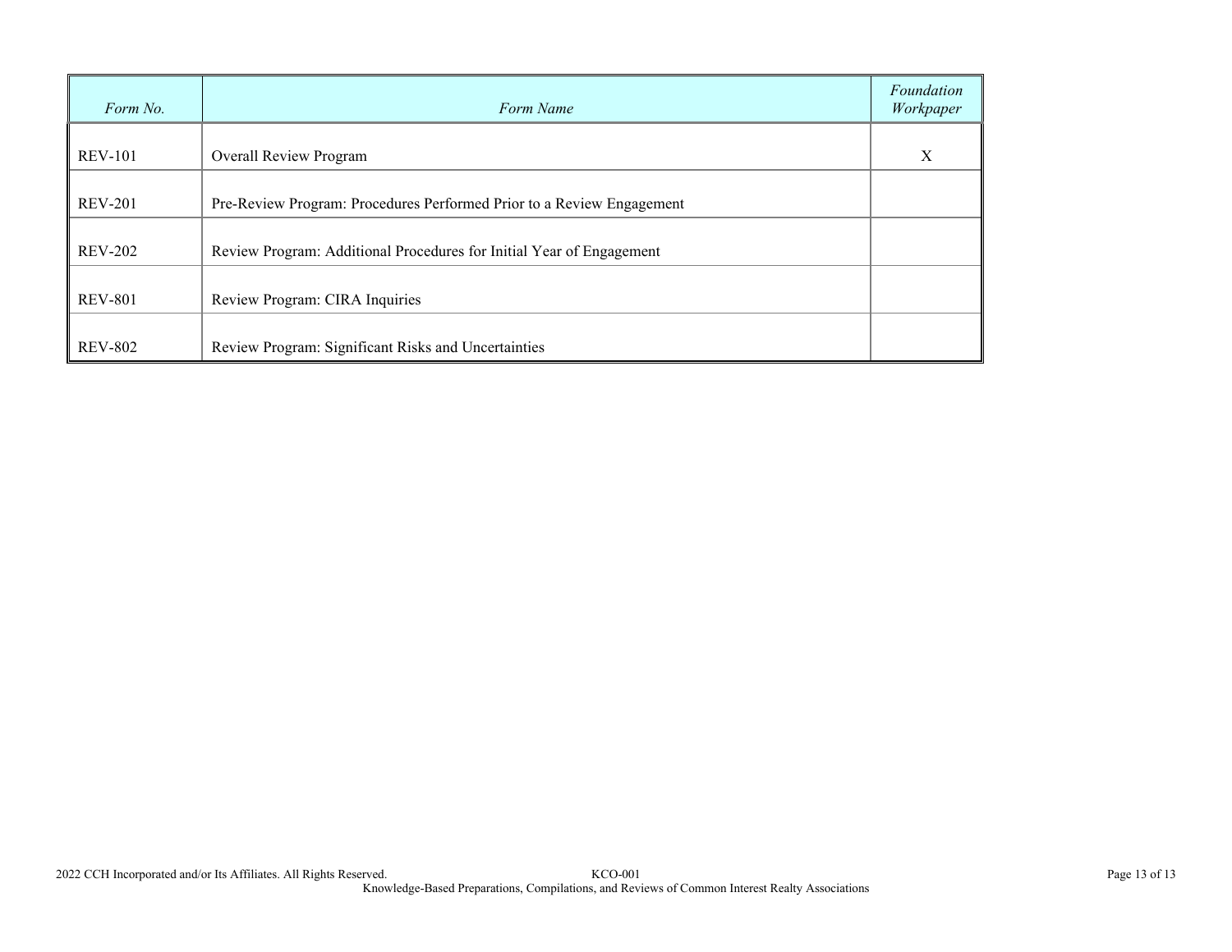| *Form No.* | *Form Name* | *Foundation Workpaper* |
|---|---|---|
| REV-101 | Overall Review Program | X |
| REV-201 | Pre-Review Program: Procedures Performed Prior to a Review Engagement | |
| REV-202 | Review Program: Additional Procedures for Initial Year of Engagement | |
| REV-801 | Review Program: CIRA Inquiries | |
| REV-802 | Review Program: Significant Risks and Uncertainties | |